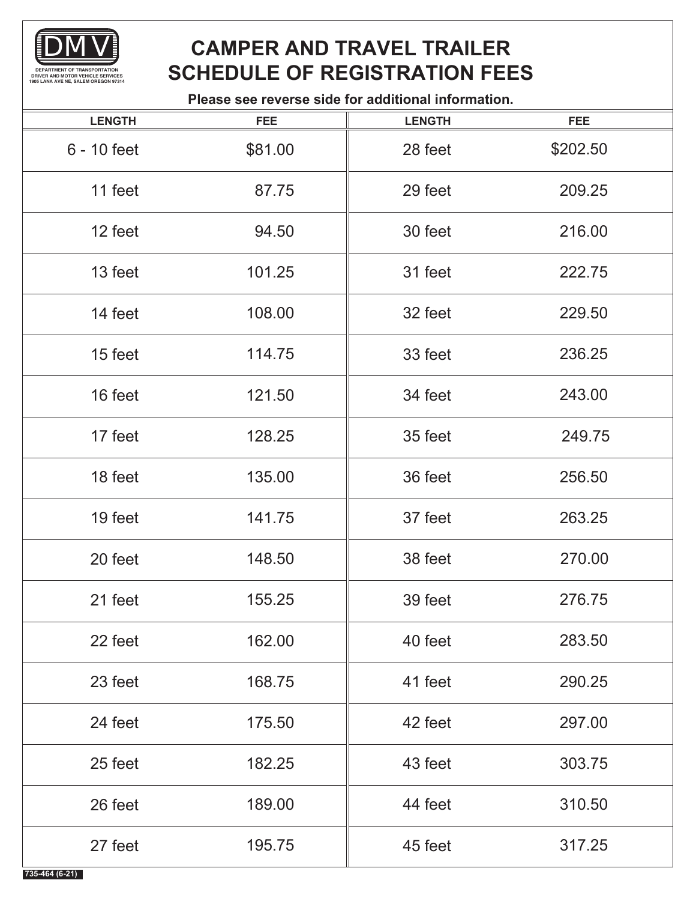DMV

DEPARTMENT OF TRANSPORTATION
DRIVER AND MOTOR VEHICLE SERVICES
1905 LANA AVE NE, SALEM OREGON 97314

# CAMPER AND TRAVEL TRAILER SCHEDULE OF REGISTRATION FEES

**Please see reverse side for additional information.**

| LENGTH | FEE | LENGTH | FEE |
|---|---|---|---|
| 6 - 10 feet | $81.00 | 28 feet | $202.50 |
| 11 feet | 87.75 | 29 feet | 209.25 |
| 12 feet | 94.50 | 30 feet | 216.00 |
| 13 feet | 101.25 | 31 feet | 222.75 |
| 14 feet | 108.00 | 32 feet | 229.50 |
| 15 feet | 114.75 | 33 feet | 236.25 |
| 16 feet | 121.50 | 34 feet | 243.00 |
| 17 feet | 128.25 | 35 feet | 249.75 |
| 18 feet | 135.00 | 36 feet | 256.50 |
| 19 feet | 141.75 | 37 feet | 263.25 |
| 20 feet | 148.50 | 38 feet | 270.00 |
| 21 feet | 155.25 | 39 feet | 276.75 |
| 22 feet | 162.00 | 40 feet | 283.50 |
| 23 feet | 168.75 | 41 feet | 290.25 |
| 24 feet | 175.50 | 42 feet | 297.00 |
| 25 feet | 182.25 | 43 feet | 303.75 |
| 26 feet | 189.00 | 44 feet | 310.50 |
| 27 feet | 195.75 | 45 feet | 317.25 |

735-464 (6-21)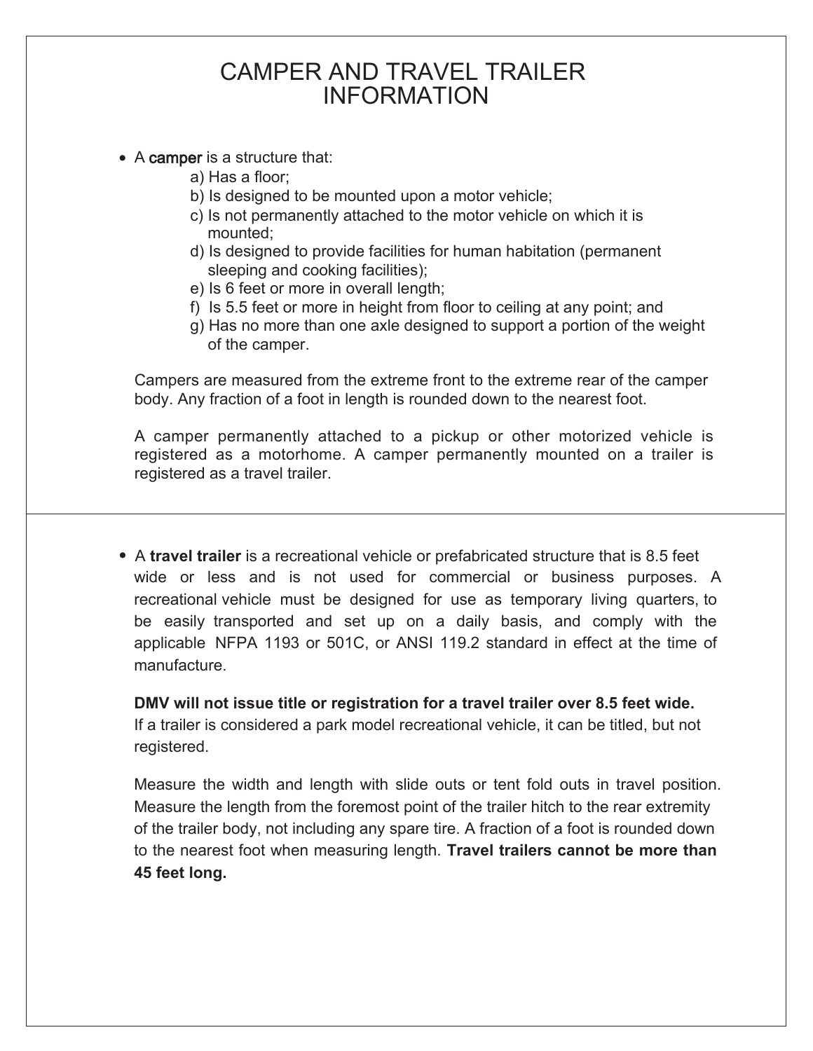# CAMPER AND TRAVEL TRAILER INFORMATION

- A **camper** is a structure that:
  - a) Has a floor;
  - b) Is designed to be mounted upon a motor vehicle;
  - c) Is not permanently attached to the motor vehicle on which it is mounted;
  - d) Is designed to provide facilities for human habitation (permanent sleeping and cooking facilities);
  - e) Is 6 feet or more in overall length;
  - f) Is 5.5 feet or more in height from floor to ceiling at any point; and
  - g) Has no more than one axle designed to support a portion of the weight of the camper.

  Campers are measured from the extreme front to the extreme rear of the camper body. Any fraction of a foot in length is rounded down to the nearest foot.

  A camper permanently attached to a pickup or other motorized vehicle is registered as a motorhome. A camper permanently mounted on a trailer is registered as a travel trailer.

- A **travel trailer** is a recreational vehicle or prefabricated structure that is 8.5 feet wide or less and is not used for commercial or business purposes. A recreational vehicle must be designed for use as temporary living quarters, to be easily transported and set up on a daily basis, and comply with the applicable NFPA 1193 or 501C, or ANSI 119.2 standard in effect at the time of manufacture.

  **DMV will not issue title or registration for a travel trailer over 8.5 feet wide.** If a trailer is considered a park model recreational vehicle, it can be titled, but not registered.

  Measure the width and length with slide outs or tent fold outs in travel position. Measure the length from the foremost point of the trailer hitch to the rear extremity of the trailer body, not including any spare tire. A fraction of a foot is rounded down to the nearest foot when measuring length. **Travel trailers cannot be more than 45 feet long.**